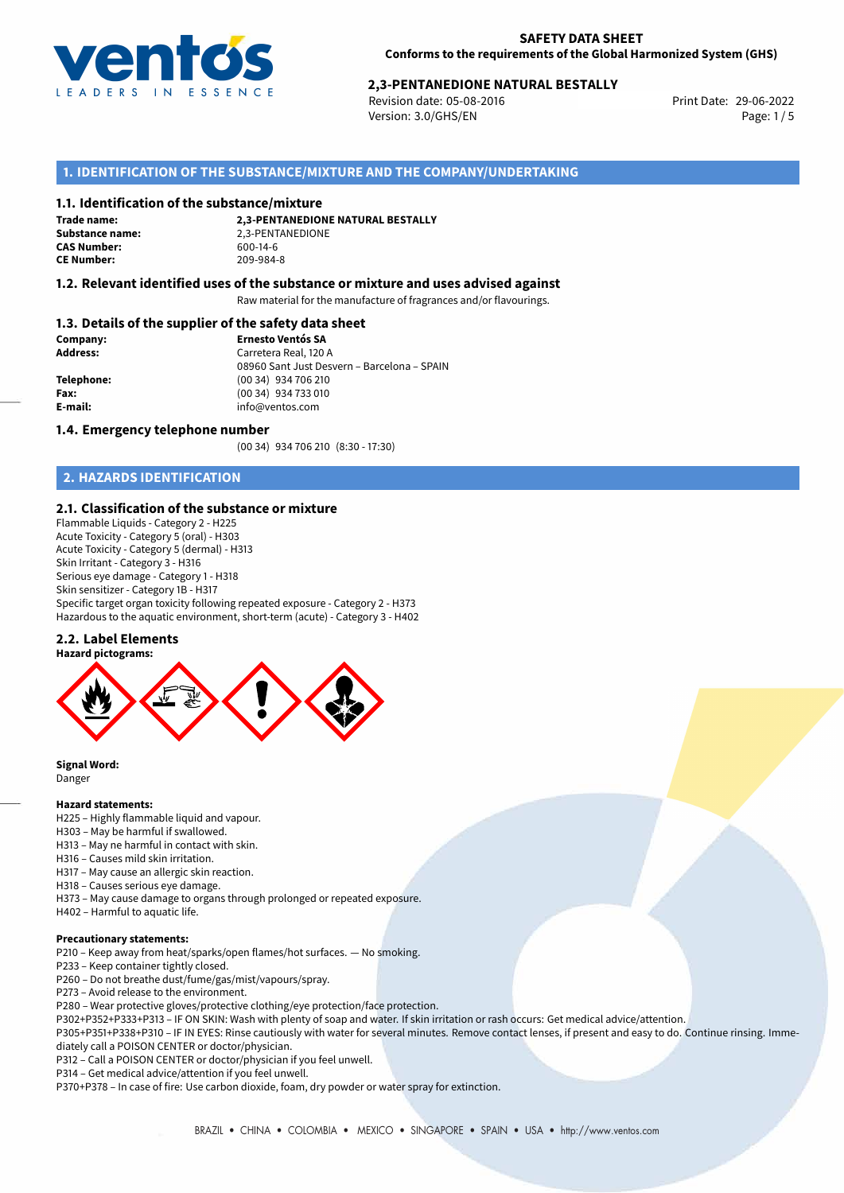**SAFETY DATA SHEET**
**Conforms to the requirements of the Global Harmonized System (GHS)**

**2,3-PENTANEDIONE NATURAL BESTALLY**

Revision date: 05-08-2016
Version: 3.0/GHS/EN
Print Date: 29-06-2022

## 1. IDENTIFICATION OF THE SUBSTANCE/MIXTURE AND THE COMPANY/UNDERTAKING

### 1.1. Identification of the substance/mixture

**Trade name:** **2,3-PENTANEDIONE NATURAL BESTALLY**
**Substance name:** 2,3-PENTANEDIONE
**CAS Number:** 600-14-6
**CE Number:** 209-984-8

### 1.2. Relevant identified uses of the substance or mixture and uses advised against

Raw material for the manufacture of fragrances and/or flavourings.

### 1.3. Details of the supplier of the safety data sheet

**Company:** **Ernesto Ventós SA**
**Address:** Carretera Real, 120 A
08960 Sant Just Desvern – Barcelona – SPAIN
**Telephone:** (00 34) 934 706 210
**Fax:** (00 34) 934 733 010
**E-mail:** info@ventos.com

### 1.4. Emergency telephone number

(00 34) 934 706 210 (8:30 - 17:30)

## 2. HAZARDS IDENTIFICATION

### 2.1. Classification of the substance or mixture

Flammable Liquids - Category 2 - H225
Acute Toxicity - Category 5 (oral) - H303
Acute Toxicity - Category 5 (dermal) - H313
Skin Irritant - Category 3 - H316
Serious eye damage - Category 1 - H318
Skin sensitizer - Category 1B - H317
Specific target organ toxicity following repeated exposure - Category 2 - H373
Hazardous to the aquatic environment, short-term (acute) - Category 3 - H402

### 2.2. Label Elements

**Hazard pictograms:**

**Signal Word:**
Danger

**Hazard statements:**

H225 – Highly flammable liquid and vapour.
H303 – May be harmful if swallowed.
H313 – May ne harmful in contact with skin.
H316 – Causes mild skin irritation.
H317 – May cause an allergic skin reaction.
H318 – Causes serious eye damage.
H373 – May cause damage to organs through prolonged or repeated exposure.
H402 – Harmful to aquatic life.

**Precautionary statements:**

P210 – Keep away from heat/sparks/open flames/hot surfaces. — No smoking.
P233 – Keep container tightly closed.
P260 – Do not breathe dust/fume/gas/mist/vapours/spray.
P273 – Avoid release to the environment.
P280 – Wear protective gloves/protective clothing/eye protection/face protection.
P302+P352+P333+P313 – IF ON SKIN: Wash with plenty of soap and water. If skin irritation or rash occurs: Get medical advice/attention.
P305+P351+P338+P310 – IF IN EYES: Rinse cautiously with water for several minutes. Remove contact lenses, if present and easy to do. Continue rinsing. Immediately call a POISON CENTER or doctor/physician.
P312 – Call a POISON CENTER or doctor/physician if you feel unwell.
P314 – Get medical advice/attention if you feel unwell.
P370+P378 – In case of fire: Use carbon dioxide, foam, dry powder or water spray for extinction.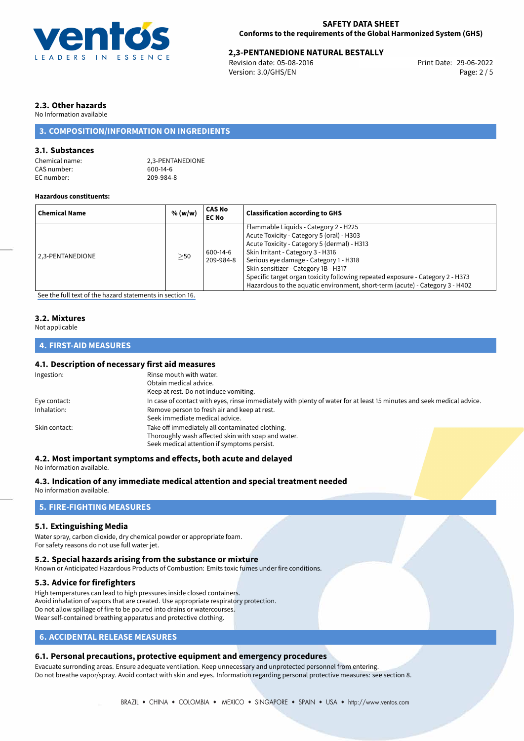## 2.3. Other hazards

No Information available

## 3. COMPOSITION/INFORMATION ON INGREDIENTS

### 3.1. Substances

Chemical name: 2,3-PENTANEDIONE
CAS number: 600-14-6
EC number: 209-984-8

**Hazardous constituents:**

| Chemical Name | % (w/w) | CAS No EC No | Classification according to GHS |
|---|---|---|---|
| 2,3-PENTANEDIONE | ≥50 | 600-14-6 209-984-8 | Flammable Liquids - Category 2 - H225<br>Acute Toxicity - Category 5 (oral) - H303<br>Acute Toxicity - Category 5 (dermal) - H313<br>Skin Irritant - Category 3 - H316<br>Serious eye damage - Category 1 - H318<br>Skin sensitizer - Category 1B - H317<br>Specific target organ toxicity following repeated exposure - Category 2 - H373<br>Hazardous to the aquatic environment, short-term (acute) - Category 3 - H402 |

See the full text of the hazard statements in section 16.

### 3.2. Mixtures

Not applicable

## 4. FIRST-AID MEASURES

### 4.1. Description of necessary first aid measures

Ingestion: Rinse mouth with water.
Obtain medical advice.
Keep at rest. Do not induce vomiting.

Eye contact: In case of contact with eyes, rinse immediately with plenty of water for at least 15 minutes and seek medical advice.

Inhalation: Remove person to fresh air and keep at rest.
Seek immediate medical advice.

Skin contact: Take off immediately all contaminated clothing.
Thoroughly wash affected skin with soap and water.
Seek medical attention if symptoms persist.

### 4.2. Most important symptoms and effects, both acute and delayed

No information available.

### 4.3. Indication of any immediate medical attention and special treatment needed

No information available.

## 5. FIRE-FIGHTING MEASURES

### 5.1. Extinguishing Media

Water spray, carbon dioxide, dry chemical powder or appropriate foam.
For safety reasons do not use full water jet.

### 5.2. Special hazards arising from the substance or mixture

Known or Anticipated Hazardous Products of Combustion: Emits toxic fumes under fire conditions.

### 5.3. Advice for firefighters

High temperatures can lead to high pressures inside closed containers.
Avoid inhalation of vapors that are created. Use appropriate respiratory protection.
Do not allow spillage of fire to be poured into drains or watercourses.
Wear self-contained breathing apparatus and protective clothing.

## 6. ACCIDENTAL RELEASE MEASURES

### 6.1. Personal precautions, protective equipment and emergency procedures

Evacuate surrounding areas. Ensure adequate ventilation. Keep unnecessary and unprotected personnel from entering.
Do not breathe vapor/spray. Avoid contact with skin and eyes. Information regarding personal protective measures: see section 8.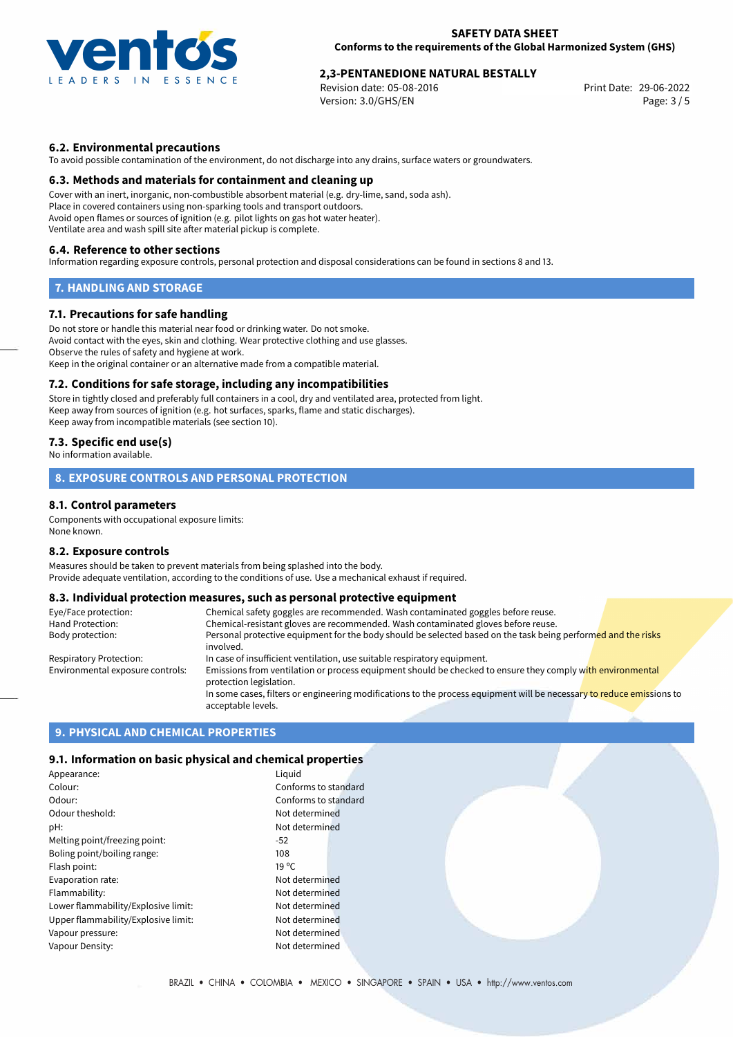### 6.2. Environmental precautions

To avoid possible contamination of the environment, do not discharge into any drains, surface waters or groundwaters.

### 6.3. Methods and materials for containment and cleaning up

Cover with an inert, inorganic, non-combustible absorbent material (e.g. dry-lime, sand, soda ash).
Place in covered containers using non-sparking tools and transport outdoors.
Avoid open flames or sources of ignition (e.g. pilot lights on gas hot water heater).
Ventilate area and wash spill site after material pickup is complete.

### 6.4. Reference to other sections

Information regarding exposure controls, personal protection and disposal considerations can be found in sections 8 and 13.

## 7. HANDLING AND STORAGE

### 7.1. Precautions for safe handling

Do not store or handle this material near food or drinking water. Do not smoke.
Avoid contact with the eyes, skin and clothing. Wear protective clothing and use glasses.
Observe the rules of safety and hygiene at work.
Keep in the original container or an alternative made from a compatible material.

### 7.2. Conditions for safe storage, including any incompatibilities

Store in tightly closed and preferably full containers in a cool, dry and ventilated area, protected from light.
Keep away from sources of ignition (e.g. hot surfaces, sparks, flame and static discharges).
Keep away from incompatible materials (see section 10).

### 7.3. Specific end use(s)

No information available.

## 8. EXPOSURE CONTROLS AND PERSONAL PROTECTION

### 8.1. Control parameters

Components with occupational exposure limits:
None known.

### 8.2. Exposure controls

Measures should be taken to prevent materials from being splashed into the body.
Provide adequate ventilation, according to the conditions of use. Use a mechanical exhaust if required.

### 8.3. Individual protection measures, such as personal protective equipment

| | |
|---|---|
| Eye/Face protection: | Chemical safety goggles are recommended. Wash contaminated goggles before reuse. |
| Hand Protection: | Chemical-resistant gloves are recommended. Wash contaminated gloves before reuse. |
| Body protection: | Personal protective equipment for the body should be selected based on the task being performed and the risks involved. |
| Respiratory Protection: | In case of insufficient ventilation, use suitable respiratory equipment. |
| Environmental exposure controls: | Emissions from ventilation or process equipment should be checked to ensure they comply with environmental protection legislation. In some cases, filters or engineering modifications to the process equipment will be necessary to reduce emissions to acceptable levels. |

## 9. PHYSICAL AND CHEMICAL PROPERTIES

### 9.1. Information on basic physical and chemical properties

| | |
|---|---|
| Appearance: | Liquid |
| Colour: | Conforms to standard |
| Odour: | Conforms to standard |
| Odour theshold: | Not determined |
| pH: | Not determined |
| Melting point/freezing point: | -52 |
| Boling point/boiling range: | 108 |
| Flash point: | 19 ºC |
| Evaporation rate: | Not determined |
| Flammability: | Not determined |
| Lower flammability/Explosive limit: | Not determined |
| Upper flammability/Explosive limit: | Not determined |
| Vapour pressure: | Not determined |
| Vapour Density: | Not determined |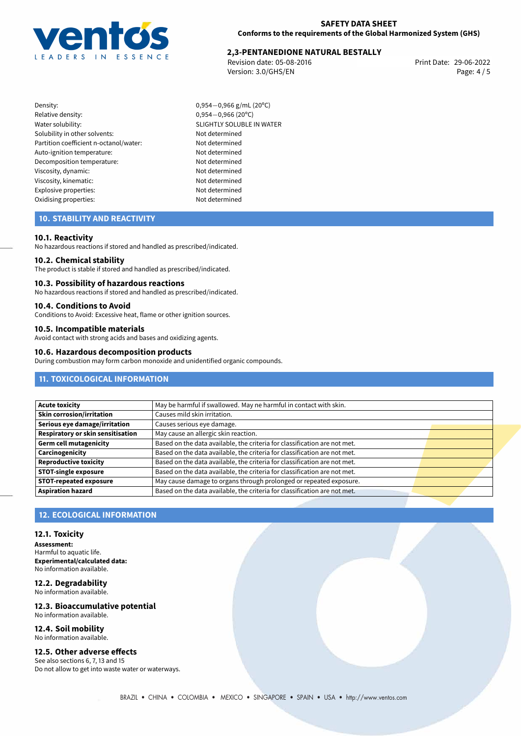| | |
|---|---|
| Density: | 0,954−0,966 g/mL (20°C) |
| Relative density: | 0,954−0,966 (20°C) |
| Water solubility: | SLIGHTLY SOLUBLE IN WATER |
| Solubility in other solvents: | Not determined |
| Partition coefficient n-octanol/water: | Not determined |
| Auto-ignition temperature: | Not determined |
| Decomposition temperature: | Not determined |
| Viscosity, dynamic: | Not determined |
| Viscosity, kinematic: | Not determined |
| Explosive properties: | Not determined |
| Oxidising properties: | Not determined |

## 10. STABILITY AND REACTIVITY

### 10.1. Reactivity
No hazardous reactions if stored and handled as prescribed/indicated.

### 10.2. Chemical stability
The product is stable if stored and handled as prescribed/indicated.

### 10.3. Possibility of hazardous reactions
No hazardous reactions if stored and handled as prescribed/indicated.

### 10.4. Conditions to Avoid
Conditions to Avoid: Excessive heat, flame or other ignition sources.

### 10.5. Incompatible materials
Avoid contact with strong acids and bases and oxidizing agents.

### 10.6. Hazardous decomposition products
During combustion may form carbon monoxide and unidentified organic compounds.

## 11. TOXICOLOGICAL INFORMATION

| | |
|---|---|
| **Acute toxicity** | May be harmful if swallowed. May ne harmful in contact with skin. |
| **Skin corrosion/irritation** | Causes mild skin irritation. |
| **Serious eye damage/irritation** | Causes serious eye damage. |
| **Respiratory or skin sensitisation** | May cause an allergic skin reaction. |
| **Germ cell mutagenicity** | Based on the data available, the criteria for classification are not met. |
| **Carcinogenicity** | Based on the data available, the criteria for classification are not met. |
| **Reproductive toxicity** | Based on the data available, the criteria for classification are not met. |
| **STOT-single exposure** | Based on the data available, the criteria for classification are not met. |
| **STOT-repeated exposure** | May cause damage to organs through prolonged or repeated exposure. |
| **Aspiration hazard** | Based on the data available, the criteria for classification are not met. |

## 12. ECOLOGICAL INFORMATION

### 12.1. Toxicity
**Assessment:**
Harmful to aquatic life.
**Experimental/calculated data:**
No information available.

### 12.2. Degradability
No information available.

### 12.3. Bioaccumulative potential
No information available.

### 12.4. Soil mobility
No information available.

### 12.5. Other adverse effects
See also sections 6, 7, 13 and 15
Do not allow to get into waste water or waterways.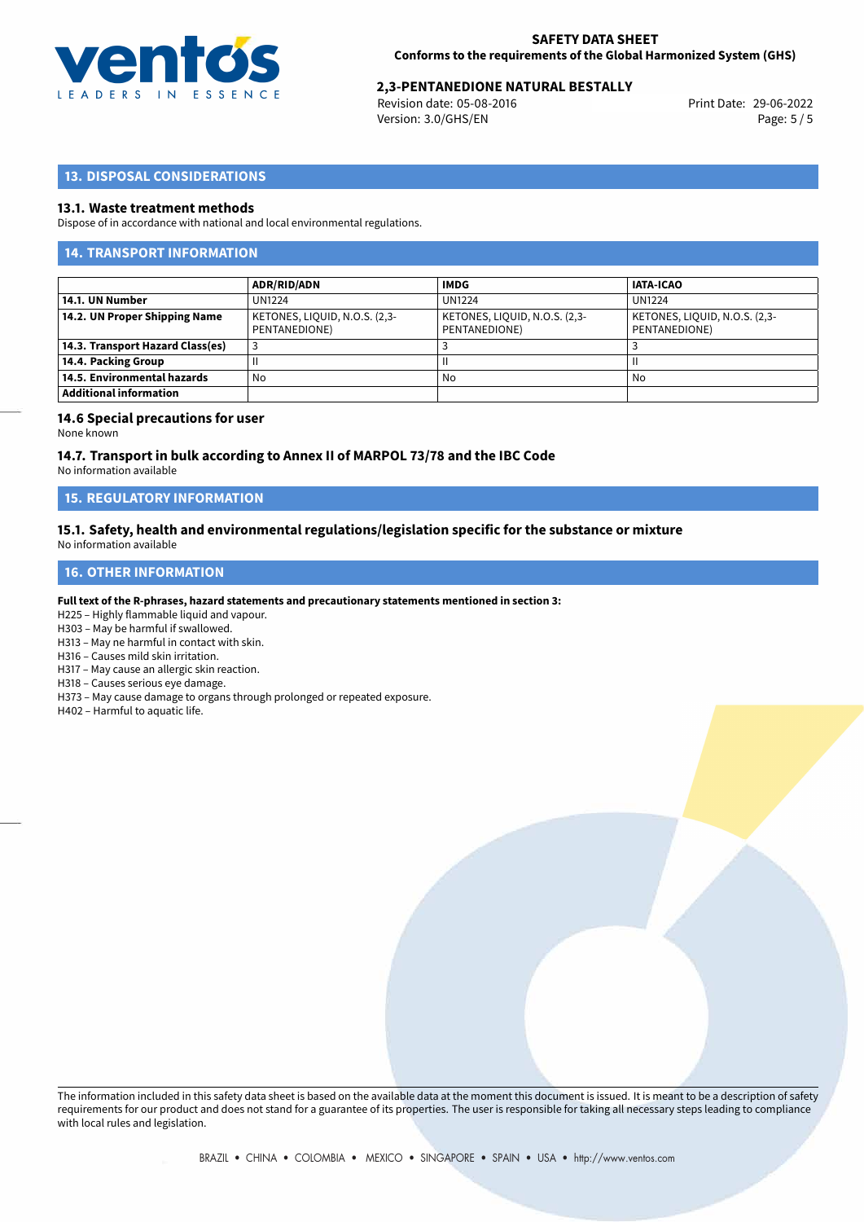## 13. DISPOSAL CONSIDERATIONS

### 13.1. Waste treatment methods

Dispose of in accordance with national and local environmental regulations.

## 14. TRANSPORT INFORMATION

| | ADR/RID/ADN | IMDG | IATA-ICAO |
|---|---|---|---|
| **14.1. UN Number** | UN1224 | UN1224 | UN1224 |
| **14.2. UN Proper Shipping Name** | KETONES, LIQUID, N.O.S. (2,3-PENTANEDIONE) | KETONES, LIQUID, N.O.S. (2,3-PENTANEDIONE) | KETONES, LIQUID, N.O.S. (2,3-PENTANEDIONE) |
| **14.3. Transport Hazard Class(es)** | 3 | 3 | 3 |
| **14.4. Packing Group** | II | II | II |
| **14.5. Environmental hazards** | No | No | No |
| **Additional information** | | | |

### 14.6 Special precautions for user

None known

### 14.7. Transport in bulk according to Annex II of MARPOL 73/78 and the IBC Code

No information available

## 15. REGULATORY INFORMATION

### 15.1. Safety, health and environmental regulations/legislation specific for the substance or mixture

No information available

## 16. OTHER INFORMATION

**Full text of the R-phrases, hazard statements and precautionary statements mentioned in section 3:**

H225 – Highly flammable liquid and vapour.
H303 – May be harmful if swallowed.
H313 – May ne harmful in contact with skin.
H316 – Causes mild skin irritation.
H317 – May cause an allergic skin reaction.
H318 – Causes serious eye damage.
H373 – May cause damage to organs through prolonged or repeated exposure.
H402 – Harmful to aquatic life.

The information included in this safety data sheet is based on the available data at the moment this document is issued. It is meant to be a description of safety requirements for our product and does not stand for a guarantee of its properties. The user is responsible for taking all necessary steps leading to compliance with local rules and legislation.